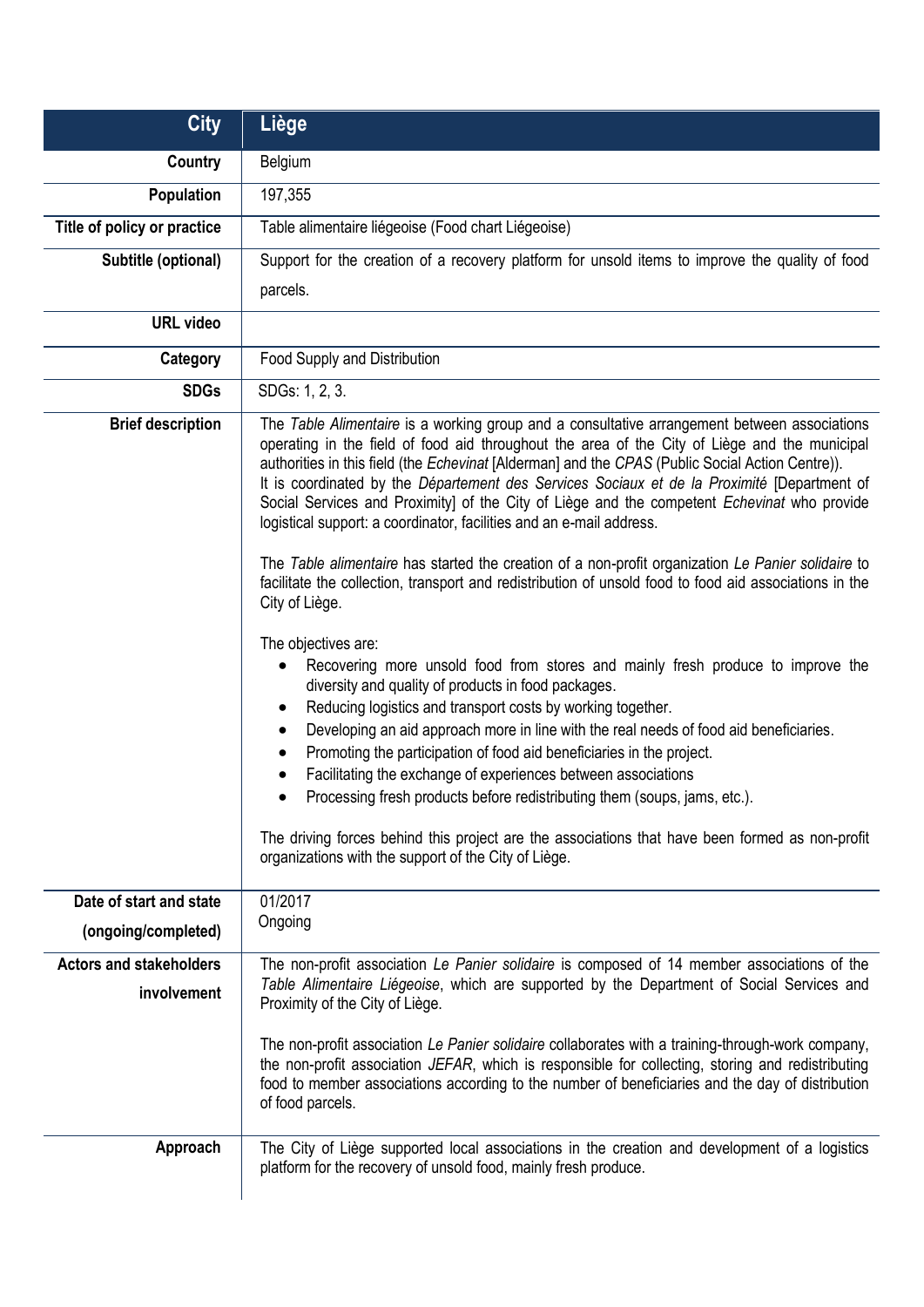| City | Liège |
|---|---|
| Country | Belgium |
| Population | 197,355 |
| Title of policy or practice | Table alimentaire liégeoise (Food chart Liégeoise) |
| Subtitle (optional) | Support for the creation of a recovery platform for unsold items to improve the quality of food parcels. |
| URL video | |
| Category | Food Supply and Distribution |
| SDGs | SDGs: 1, 2, 3. |
| Brief description | The *Table Alimentaire* is a working group and a consultative arrangement between associations operating in the field of food aid throughout the area of the City of Liège and the municipal authorities in this field (the *Echevinat* [Alderman] and the *CPAS* (Public Social Action Centre)).<br>It is coordinated by the *Département des Services Sociaux et de la Proximité* [Department of Social Services and Proximity] of the City of Liège and the competent *Echevinat* who provide logistical support: a coordinator, facilities and an e-mail address.<br><br>The *Table alimentaire* has started the creation of a non-profit organization *Le Panier solidaire* to facilitate the collection, transport and redistribution of unsold food to food aid associations in the City of Liège.<br><br>The objectives are:<br>• Recovering more unsold food from stores and mainly fresh produce to improve the diversity and quality of products in food packages.<br>• Reducing logistics and transport costs by working together.<br>• Developing an aid approach more in line with the real needs of food aid beneficiaries.<br>• Promoting the participation of food aid beneficiaries in the project.<br>• Facilitating the exchange of experiences between associations<br>• Processing fresh products before redistributing them (soups, jams, etc.).<br><br>The driving forces behind this project are the associations that have been formed as non-profit organizations with the support of the City of Liège. |
| Date of start and state (ongoing/completed) | 01/2017<br>Ongoing |
| Actors and stakeholders involvement | The non-profit association *Le Panier solidaire* is composed of 14 member associations of the *Table Alimentaire Liégeoise*, which are supported by the Department of Social Services and Proximity of the City of Liège.<br><br>The non-profit association *Le Panier solidaire* collaborates with a training-through-work company, the non-profit association *JEFAR*, which is responsible for collecting, storing and redistributing food to member associations according to the number of beneficiaries and the day of distribution of food parcels. |
| Approach | The City of Liège supported local associations in the creation and development of a logistics platform for the recovery of unsold food, mainly fresh produce. |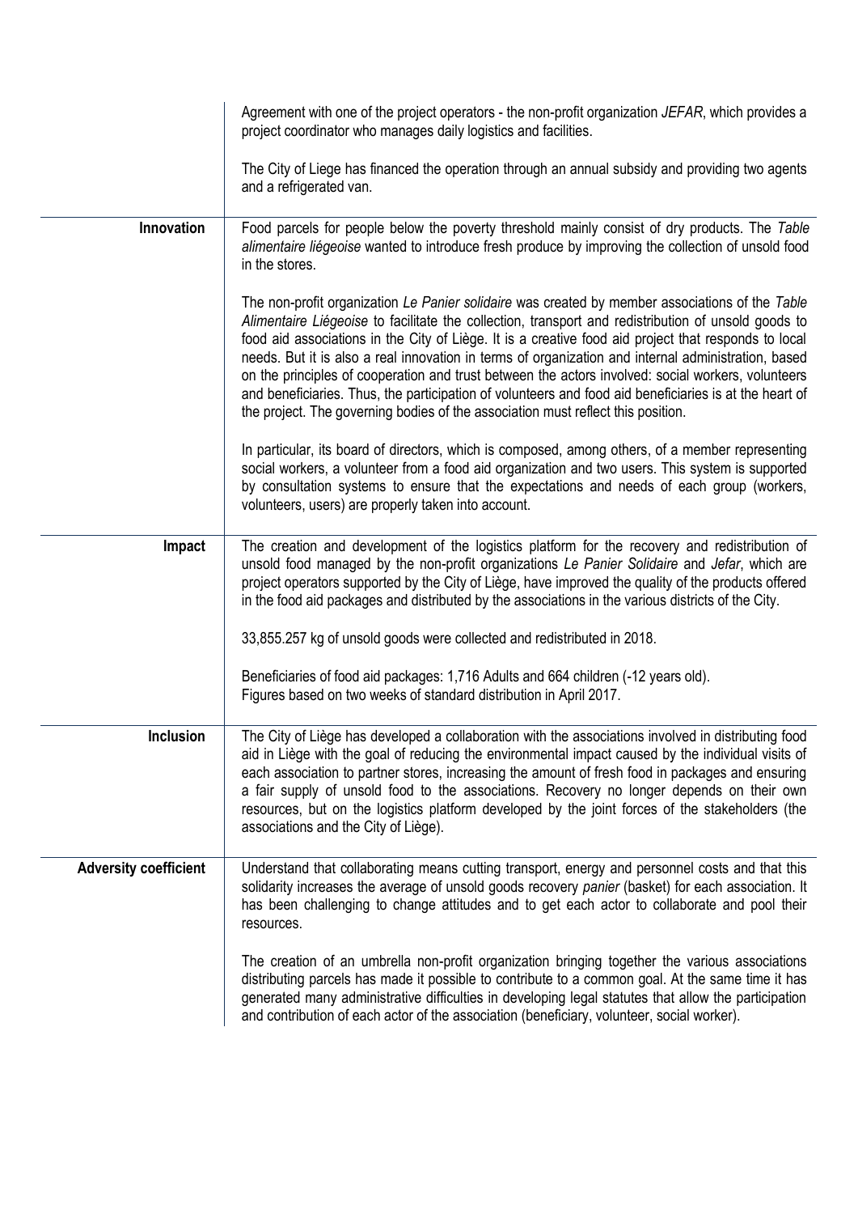| | |
| --- | --- |
| | Agreement with one of the project operators - the non-profit organization *JEFAR*, which provides a project coordinator who manages daily logistics and facilities.<br><br>The City of Liege has financed the operation through an annual subsidy and providing two agents and a refrigerated van. |
| **Innovation** | Food parcels for people below the poverty threshold mainly consist of dry products. The *Table alimentaire liégeoise* wanted to introduce fresh produce by improving the collection of unsold food in the stores.<br><br>The non-profit organization *Le Panier solidaire* was created by member associations of the *Table Alimentaire Liégeoise* to facilitate the collection, transport and redistribution of unsold goods to food aid associations in the City of Liège. It is a creative food aid project that responds to local needs. But it is also a real innovation in terms of organization and internal administration, based on the principles of cooperation and trust between the actors involved: social workers, volunteers and beneficiaries. Thus, the participation of volunteers and food aid beneficiaries is at the heart of the project. The governing bodies of the association must reflect this position.<br><br>In particular, its board of directors, which is composed, among others, of a member representing social workers, a volunteer from a food aid organization and two users. This system is supported by consultation systems to ensure that the expectations and needs of each group (workers, volunteers, users) are properly taken into account. |
| **Impact** | The creation and development of the logistics platform for the recovery and redistribution of unsold food managed by the non-profit organizations *Le Panier Solidaire* and *Jefar*, which are project operators supported by the City of Liège, have improved the quality of the products offered in the food aid packages and distributed by the associations in the various districts of the City.<br><br>33,855.257 kg of unsold goods were collected and redistributed in 2018.<br><br>Beneficiaries of food aid packages: 1,716 Adults and 664 children (-12 years old).<br>Figures based on two weeks of standard distribution in April 2017. |
| **Inclusion** | The City of Liège has developed a collaboration with the associations involved in distributing food aid in Liège with the goal of reducing the environmental impact caused by the individual visits of each association to partner stores, increasing the amount of fresh food in packages and ensuring a fair supply of unsold food to the associations. Recovery no longer depends on their own resources, but on the logistics platform developed by the joint forces of the stakeholders (the associations and the City of Liège). |
| **Adversity coefficient** | Understand that collaborating means cutting transport, energy and personnel costs and that this solidarity increases the average of unsold goods recovery *panier* (basket) for each association. It has been challenging to change attitudes and to get each actor to collaborate and pool their resources.<br><br>The creation of an umbrella non-profit organization bringing together the various associations distributing parcels has made it possible to contribute to a common goal. At the same time it has generated many administrative difficulties in developing legal statutes that allow the participation and contribution of each actor of the association (beneficiary, volunteer, social worker). |